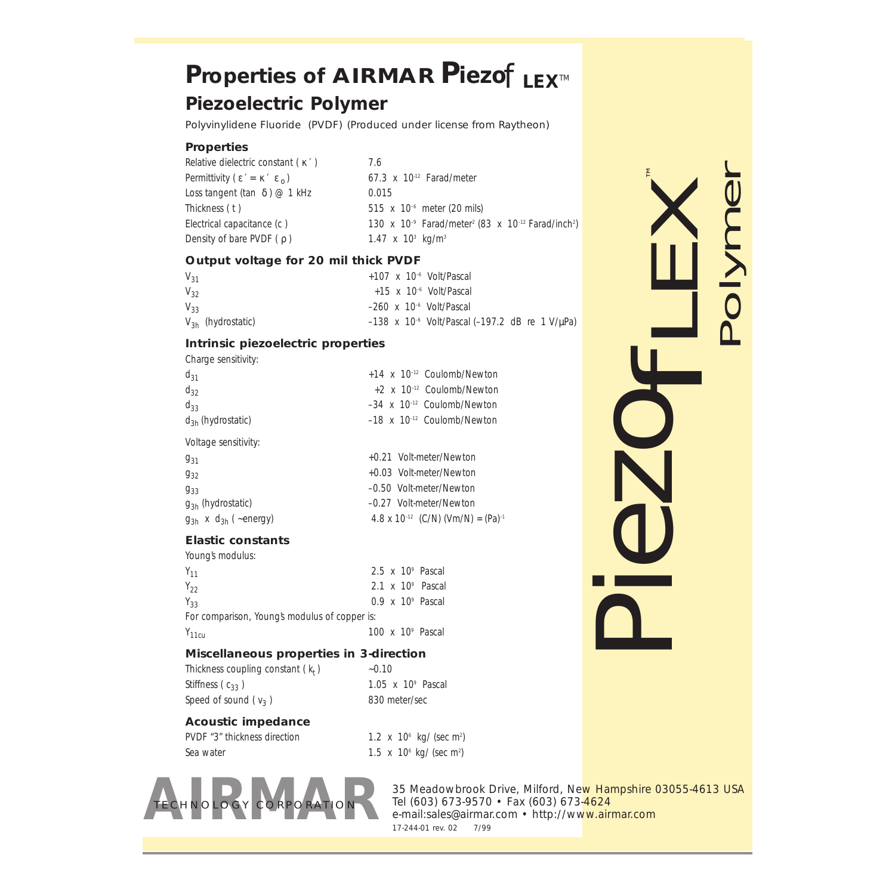# Properties of AIRMAR Piezoflex™

## Piezoelectric Polymer

Polyvinylidene Fluoride (PVDF) (Produced under license from Raytheon)

### Properties

| | |
|---|---|
| Relative dielectric constant ( $\kappa'$ ) | 7.6 |
| Permittivity ( $\varepsilon' = \kappa' \, \varepsilon_o$ ) | $67.3 \times 10^{-12}$ Farad/meter |
| Loss tangent (tan $\delta$) @ 1 kHz | 0.015 |
| Thickness ( t ) | $515 \times 10^{-6}$ meter (20 mils) |
| Electrical capacitance (c ) | $130 \times 10^{-9}$ Farad/meter$^2$ ($83 \times 10^{-12}$ Farad/inch$^2$) |
| Density of bare PVDF ( $\rho$ ) | $1.47 \times 10^3$ kg/m$^3$ |

### Output voltage for 20 mil thick PVDF

| | |
|---|---|
| $V_{31}$ | $+107 \times 10^{-6}$ Volt/Pascal |
| $V_{32}$ | $+15 \times 10^{-6}$ Volt/Pascal |
| $V_{33}$ | $-260 \times 10^{-6}$ Volt/Pascal |
| $V_{3h}$ (hydrostatic) | $-138 \times 10^{-6}$ Volt/Pascal (–197.2 dB re 1 V/μPa) |

### Intrinsic piezoelectric properties

Charge sensitivity:

| | |
|---|---|
| $d_{31}$ | $+14 \times 10^{-12}$ Coulomb/Newton |
| $d_{32}$ | $+2 \times 10^{-12}$ Coulomb/Newton |
| $d_{33}$ | $-34 \times 10^{-12}$ Coulomb/Newton |
| $d_{3h}$ (hydrostatic) | $-18 \times 10^{-12}$ Coulomb/Newton |

Voltage sensitivity:

| | |
|---|---|
| $g_{31}$ | +0.21 Volt-meter/Newton |
| $g_{32}$ | +0.03 Volt-meter/Newton |
| $g_{33}$ | –0.50 Volt-meter/Newton |
| $g_{3h}$ (hydrostatic) | –0.27 Volt-meter/Newton |
| $g_{3h} \times d_{3h}$ ( ~energy) | $4.8 \times 10^{-12}$ (C/N) (Vm/N) = (Pa)$^{-1}$ |

### Elastic constants

Young's modulus:

| | |
|---|---|
| $Y_{11}$ | $2.5 \times 10^9$ Pascal |
| $Y_{22}$ | $2.1 \times 10^9$ Pascal |
| $Y_{33}$ | $0.9 \times 10^9$ Pascal |

For comparison, Young's modulus of copper is:

| | |
|---|---|
| $Y_{11cu}$ | $100 \times 10^9$ Pascal |

### Miscellaneous properties in 3-direction

| | |
|---|---|
| Thickness coupling constant ( $k_t$ ) | ~0.10 |
| Stiffness ( $c_{33}$ ) | $1.05 \times 10^9$ Pascal |
| Speed of sound ( $v_3$ ) | 830 meter/sec |

### Acoustic impedance

| | |
|---|---|
| PVDF "3" thickness direction | $1.2 \times 10^6$ kg/ (sec m$^2$) |
| Sea water | $1.5 \times 10^6$ kg/ (sec m$^2$) |

Piezoflex™ Polymer

**AIRMAR** TECHNOLOGY CORPORATION

35 Meadowbrook Drive, Milford, New Hampshire 03055-4613 USA
Tel (603) 673-9570 • Fax (603) 673-4624
e-mail:sales@airmar.com • http://www.airmar.com

17-244-01 rev. 02 7/99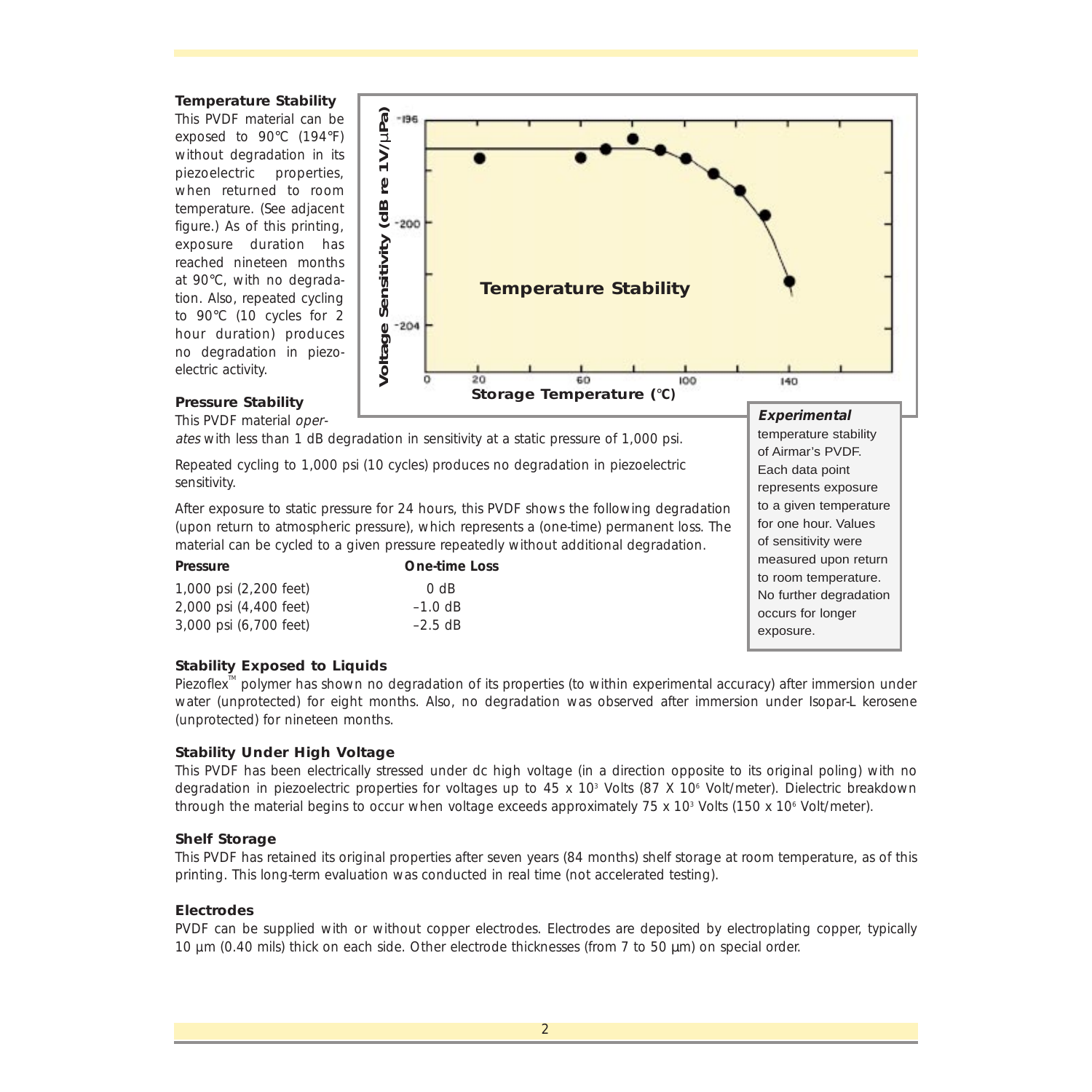**Temperature Stability**

This PVDF material can be exposed to 90°C (194°F) without degradation in its piezoelectric properties, when returned to room temperature. (See adjacent figure.) As of this printing, exposure duration has reached nineteen months at 90°C, with no degradation. Also, repeated cycling to 90°C (10 cycles for 2 hour duration) produces no degradation in piezoelectric activity.

***Experimental*** temperature stability of Airmar's PVDF. Each data point represents exposure to a given temperature for one hour. Values of sensitivity were measured upon return to room temperature. No further degradation occurs for longer exposure.

**Pressure Stability**

This PVDF material *operates* with less than 1 dB degradation in sensitivity at a static pressure of 1,000 psi.

Repeated cycling to 1,000 psi (10 cycles) produces no degradation in piezoelectric sensitivity.

After exposure to static pressure for 24 hours, this PVDF shows the following degradation (upon return to atmospheric pressure), which represents a (one-time) permanent loss. The material can be cycled to a given pressure repeatedly without additional degradation.

| Pressure | One-time Loss |
|---|---|
| 1,000 psi (2,200 feet) | 0 dB |
| 2,000 psi (4,400 feet) | –1.0 dB |
| 3,000 psi (6,700 feet) | –2.5 dB |

**Stability Exposed to Liquids**

Piezoflex™ polymer has shown no degradation of its properties (to within experimental accuracy) after immersion under water (unprotected) for eight months. Also, no degradation was observed after immersion under Isopar-L kerosene (unprotected) for nineteen months.

**Stability Under High Voltage**

This PVDF has been electrically stressed under dc high voltage (in a direction opposite to its original poling) with no degradation in piezoelectric properties for voltages up to 45 x $10^3$ Volts (87 X $10^6$ Volt/meter). Dielectric breakdown through the material begins to occur when voltage exceeds approximately 75 x $10^3$ Volts (150 x $10^6$ Volt/meter).

**Shelf Storage**

This PVDF has retained its original properties after seven years (84 months) shelf storage at room temperature, as of this printing. This long-term evaluation was conducted in real time (not accelerated testing).

**Electrodes**

PVDF can be supplied with or without copper electrodes. Electrodes are deposited by electroplating copper, typically 10 µm (0.40 mils) thick on each side. Other electrode thicknesses (from 7 to 50 µm) on special order.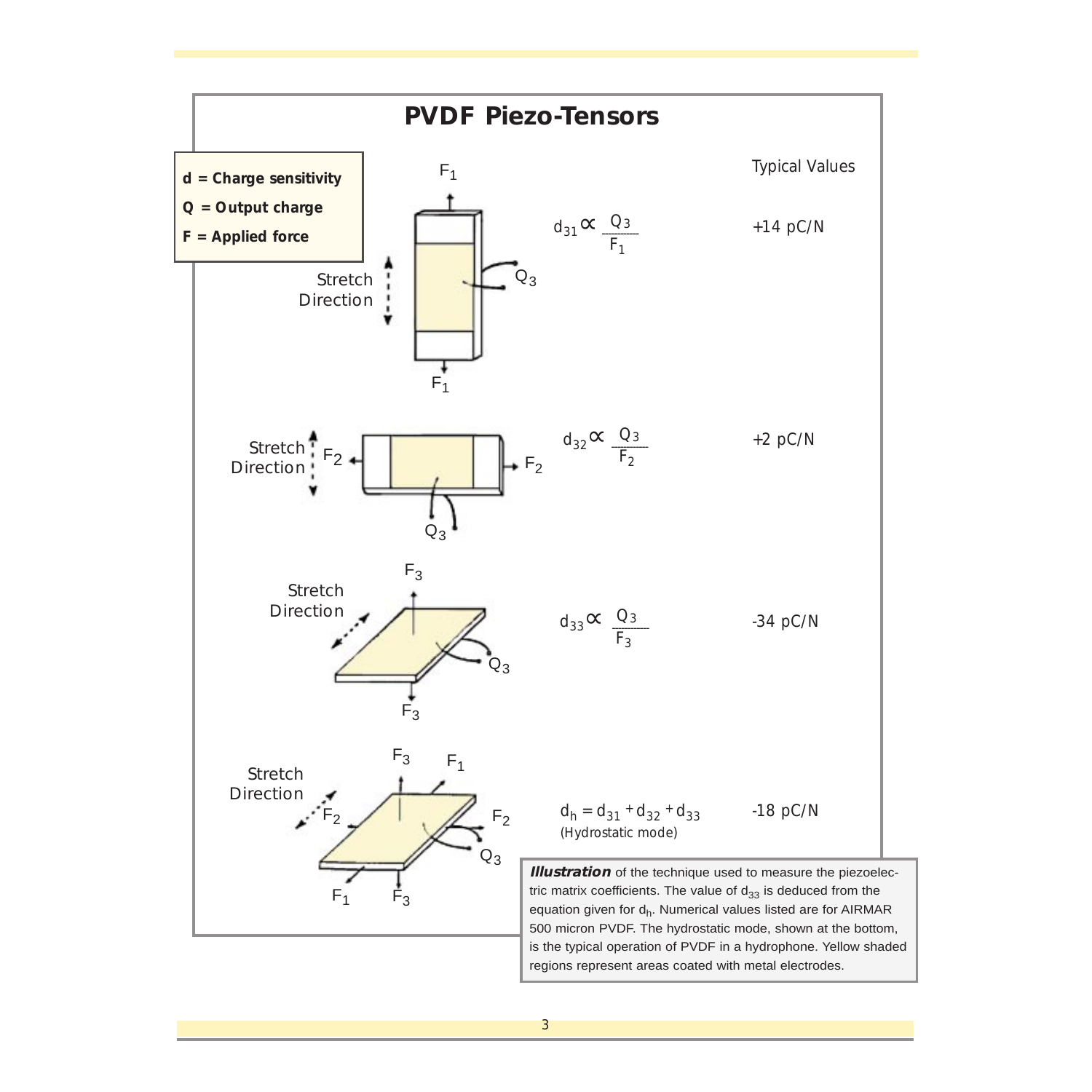# PVDF Piezo-Tensors

**d = Charge sensitivity**

**Q = Output charge**

**F = Applied force**

| | Typical Values |
|---|---|
| $d_{31} \propto \frac{Q_3}{F_1}$ | +14 pC/N |
| $d_{32} \propto \frac{Q_3}{F_2}$ | +2 pC/N |
| $d_{33} \propto \frac{Q_3}{F_3}$ | -34 pC/N |
| $d_h = d_{31} + d_{32} + d_{33}$ (Hydrostatic mode) | -18 pC/N |

***Illustration*** of the technique used to measure the piezoelectric matrix coefficients. The value of $d_{33}$ is deduced from the equation given for $d_h$. Numerical values listed are for AIRMAR 500 micron PVDF. The hydrostatic mode, shown at the bottom, is the typical operation of PVDF in a hydrophone. Yellow shaded regions represent areas coated with metal electrodes.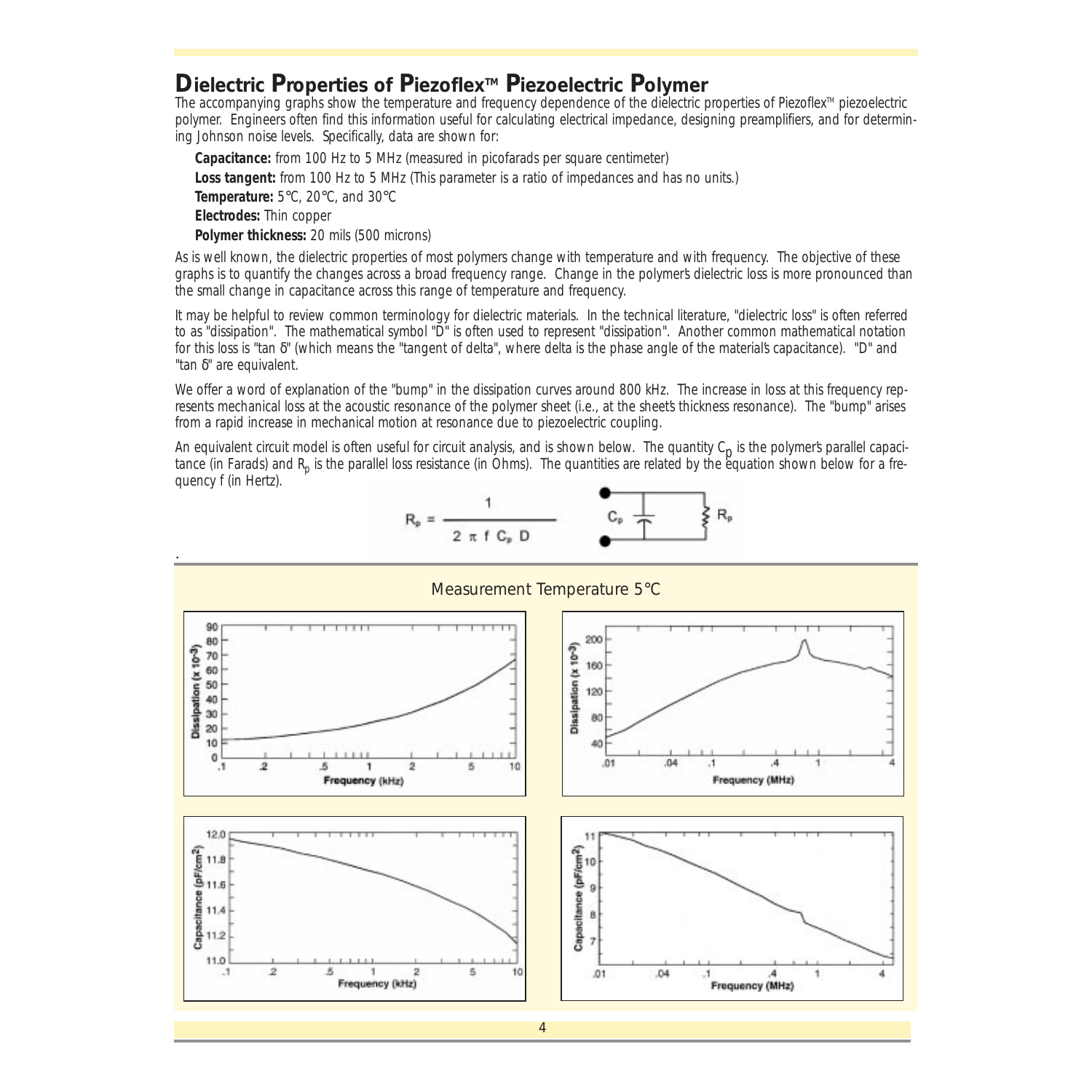# Dielectric Properties of Piezoflex™ Piezoelectric Polymer

The accompanying graphs show the temperature and frequency dependence of the dielectric properties of Piezoflex™ piezoelectric polymer. Engineers often find this information useful for calculating electrical impedance, designing preamplifiers, and for determining Johnson noise levels. Specifically, data are shown for:

**Capacitance:** from 100 Hz to 5 MHz (measured in picofarads per square centimeter)

**Loss tangent:** from 100 Hz to 5 MHz (This parameter is a ratio of impedances and has no units.)

**Temperature:** 5°C, 20°C, and 30°C

**Electrodes:** Thin copper

**Polymer thickness:** 20 mils (500 microns)

As is well known, the dielectric properties of most polymers change with temperature and with frequency. The objective of these graphs is to quantify the changes across a broad frequency range. Change in the polymer's dielectric loss is more pronounced than the small change in capacitance across this range of temperature and frequency.

It may be helpful to review common terminology for dielectric materials. In the technical literature, "dielectric loss" is often referred to as "dissipation". The mathematical symbol "D" is often used to represent "dissipation". Another common mathematical notation for this loss is "tan δ" (which means the "tangent of delta", where delta is the phase angle of the material's capacitance). "D" and "tan δ" are equivalent.

We offer a word of explanation of the "bump" in the dissipation curves around 800 kHz. The increase in loss at this frequency represents mechanical loss at the acoustic resonance of the polymer sheet (i.e., at the sheet's thickness resonance). The "bump" arises from a rapid increase in mechanical motion at resonance due to piezoelectric coupling.

An equivalent circuit model is often useful for circuit analysis, and is shown below. The quantity $C_p$ is the polymer's parallel capacitance (in Farads) and $R_p$ is the parallel loss resistance (in Ohms). The quantities are related by the equation shown below for a frequency f (in Hertz).

$$R_p = \frac{1}{2 \pi f C_p D}$$

## Measurement Temperature 5°C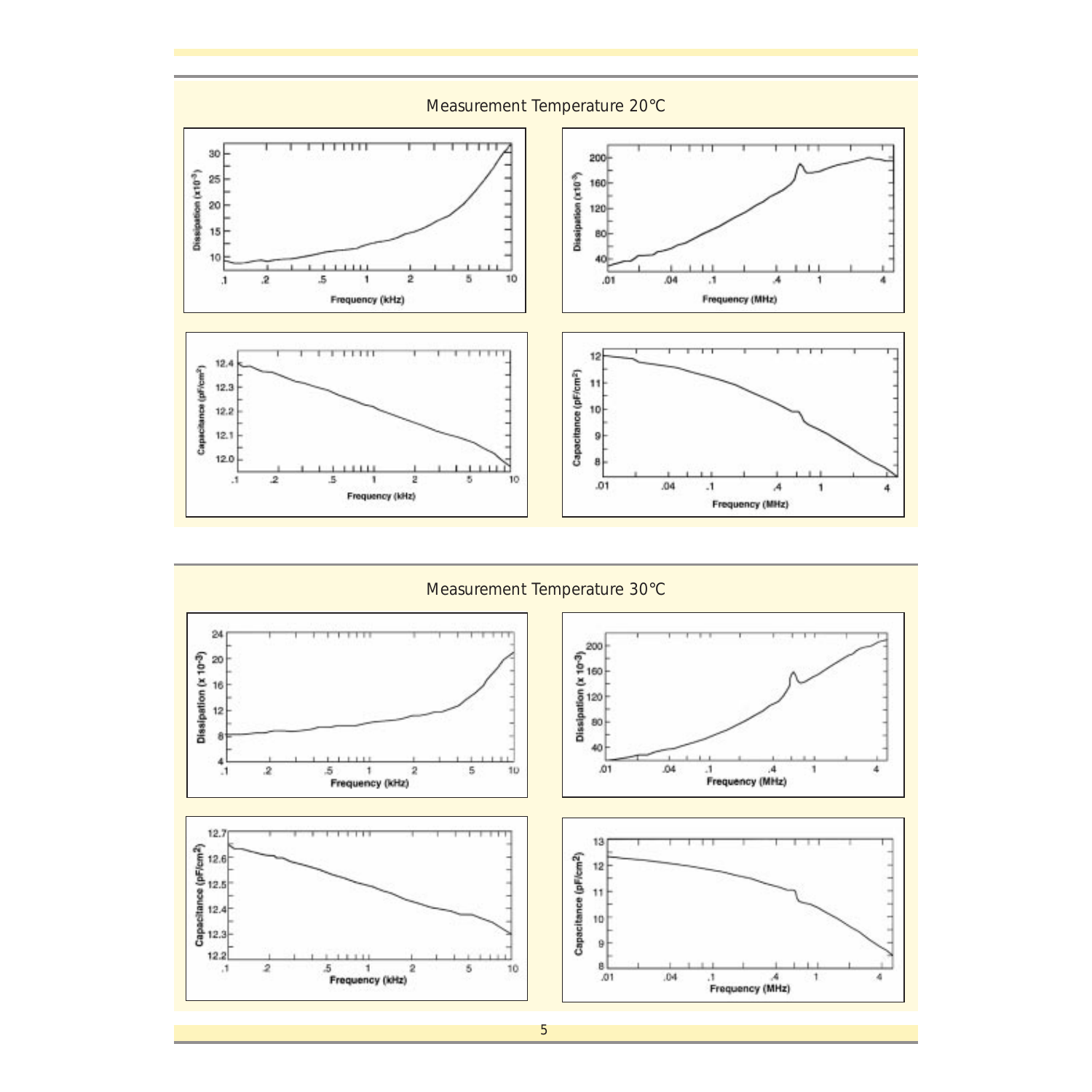## Measurement Temperature 20°C

## Measurement Temperature 30°C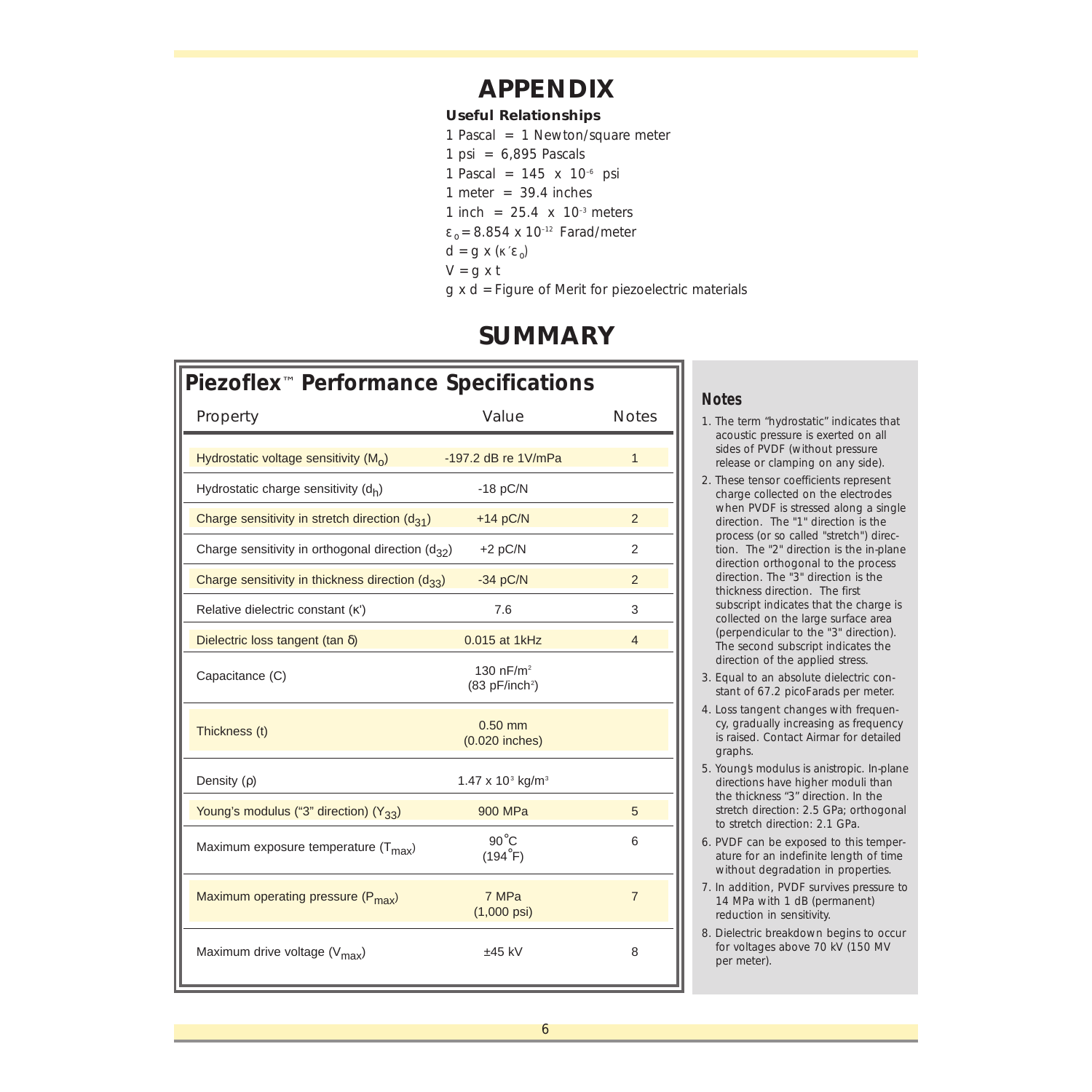# APPENDIX

**Useful Relationships**

1 Pascal = 1 Newton/square meter

1 psi = 6,895 Pascals

1 Pascal = 145 x $10^{-6}$ psi

1 meter = 39.4 inches

1 inch = 25.4 x $10^{-3}$ meters

$\varepsilon_o = 8.854 \times 10^{-12}$ Farad/meter

$d = g \times (\kappa' \varepsilon_o)$

$V = g \times t$

$g \times d$ = Figure of Merit for piezoelectric materials

# SUMMARY

## Piezoflex™ Performance Specifications

| Property | Value | Notes |
|---|---|---|
| Hydrostatic voltage sensitivity ($M_o$) | -197.2 dB re 1V/mPa | 1 |
| Hydrostatic charge sensitivity ($d_h$) | -18 pC/N | |
| Charge sensitivity in stretch direction ($d_{31}$) | +14 pC/N | 2 |
| Charge sensitivity in orthogonal direction ($d_{32}$) | +2 pC/N | 2 |
| Charge sensitivity in thickness direction ($d_{33}$) | -34 pC/N | 2 |
| Relative dielectric constant (κ') | 7.6 | 3 |
| Dielectric loss tangent (tan δ) | 0.015 at 1kHz | 4 |
| Capacitance (C) | 130 $nF/m^2$ (83 $pF/inch^2$) | |
| Thickness (t) | 0.50 mm (0.020 inches) | |
| Density (ρ) | 1.47 x $10^3$ $kg/m^3$ | |
| Young's modulus ("3" direction) ($Y_{33}$) | 900 MPa | 5 |
| Maximum exposure temperature ($T_{max}$) | 90°C (194°F) | 6 |
| Maximum operating pressure ($P_{max}$) | 7 MPa (1,000 psi) | 7 |
| Maximum drive voltage ($V_{max}$) | ±45 kV | 8 |

### Notes

1. The term "hydrostatic" indicates that acoustic pressure is exerted on all sides of PVDF (without pressure release or clamping on any side).
2. These tensor coefficients represent charge collected on the electrodes when PVDF is stressed along a single direction. The "1" direction is the process (or so called "stretch") direction. The "2" direction is the in-plane direction orthogonal to the process direction. The "3" direction is the thickness direction. The first subscript indicates that the charge is collected on the large surface area (perpendicular to the "3" direction). The second subscript indicates the direction of the applied stress.
3. Equal to an absolute dielectric constant of 67.2 picoFarads per meter.
4. Loss tangent changes with frequency, gradually increasing as frequency is raised. Contact Airmar for detailed graphs.
5. Young's modulus is anistropic. In-plane directions have higher moduli than the thickness "3" direction. In the stretch direction: 2.5 GPa; orthogonal to stretch direction: 2.1 GPa.
6. PVDF can be exposed to this temperature for an indefinite length of time without degradation in properties.
7. In addition, PVDF survives pressure to 14 MPa with 1 dB (permanent) reduction in sensitivity.
8. Dielectric breakdown begins to occur for voltages above 70 kV (150 MV per meter).